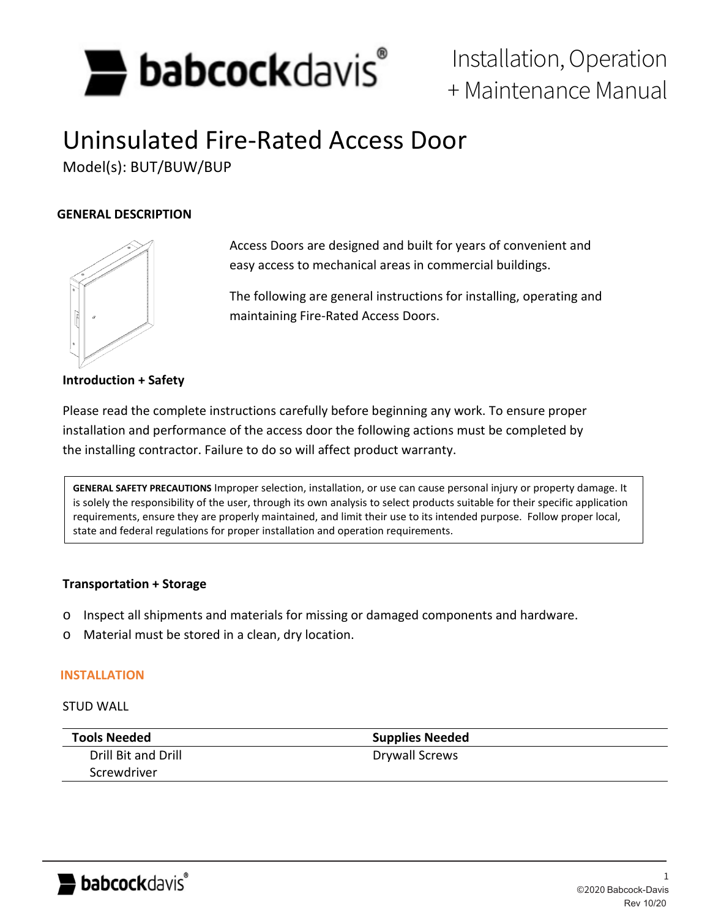# Installation, Operation + Maintenance Manual

# Uninsulated Fire-Rated Access Door

Model(s): BUT/BUW/BUP

## GENERAL DESCRIPTION

Access Doors are designed and built for years of convenient and easy access to mechanical areas in commercial buildings.

The following are general instructions for installing, operating and maintaining Fire-Rated Access Doors.

### Introduction + Safety

Please read the complete instructions carefully before beginning any work. To ensure proper installation and performance of the access door the following actions must be completed by the installing contractor. Failure to do so will affect product warranty.

> **GENERAL SAFETY PRECAUTIONS** Improper selection, installation, or use can cause personal injury or property damage. It is solely the responsibility of the user, through its own analysis to select products suitable for their specific application requirements, ensure they are properly maintained, and limit their use to its intended purpose. Follow proper local, state and federal regulations for proper installation and operation requirements.

### Transportation + Storage

- Inspect all shipments and materials for missing or damaged components and hardware.
- Material must be stored in a clean, dry location.

## INSTALLATION

STUD WALL

| Tools Needed | Supplies Needed |
| --- | --- |
| Drill Bit and Drill | Drywall Screws |
| Screwdriver | |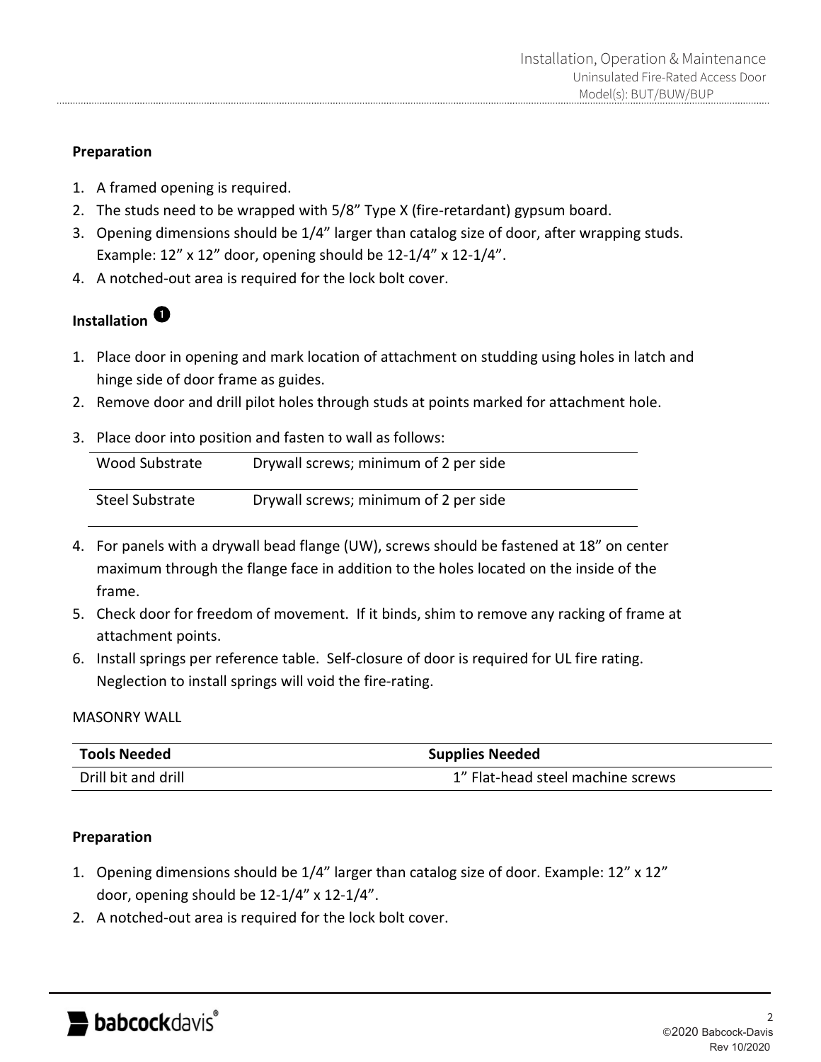**Preparation**

1. A framed opening is required.
2. The studs need to be wrapped with 5/8" Type X (fire-retardant) gypsum board.
3. Opening dimensions should be 1/4" larger than catalog size of door, after wrapping studs. Example: 12" x 12" door, opening should be 12-1/4" x 12-1/4".
4. A notched-out area is required for the lock bolt cover.

**Installation** ❶

1. Place door in opening and mark location of attachment on studding using holes in latch and hinge side of door frame as guides.
2. Remove door and drill pilot holes through studs at points marked for attachment hole.
3. Place door into position and fasten to wall as follows:

| | |
|---|---|
| Wood Substrate | Drywall screws; minimum of 2 per side |
| Steel Substrate | Drywall screws; minimum of 2 per side |

4. For panels with a drywall bead flange (UW), screws should be fastened at 18" on center maximum through the flange face in addition to the holes located on the inside of the frame.
5. Check door for freedom of movement. If it binds, shim to remove any racking of frame at attachment points.
6. Install springs per reference table. Self-closure of door is required for UL fire rating. Neglection to install springs will void the fire-rating.

MASONRY WALL

| Tools Needed | Supplies Needed |
|---|---|
| Drill bit and drill | 1" Flat-head steel machine screws |

**Preparation**

1. Opening dimensions should be 1/4" larger than catalog size of door. Example: 12" x 12" door, opening should be 12-1/4" x 12-1/4".
2. A notched-out area is required for the lock bolt cover.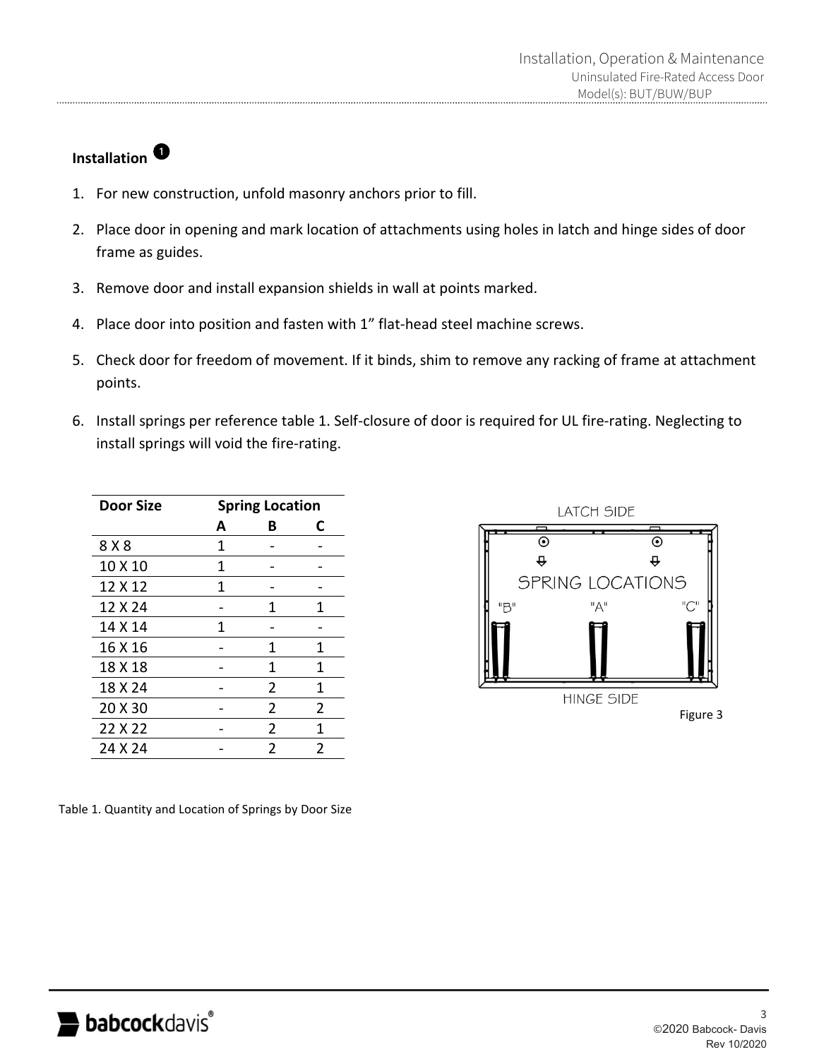## Installation ❶

1. For new construction, unfold masonry anchors prior to fill.
2. Place door in opening and mark location of attachments using holes in latch and hinge sides of door frame as guides.
3. Remove door and install expansion shields in wall at points marked.
4. Place door into position and fasten with 1" flat-head steel machine screws.
5. Check door for freedom of movement. If it binds, shim to remove any racking of frame at attachment points.
6. Install springs per reference table 1. Self-closure of door is required for UL fire-rating. Neglecting to install springs will void the fire-rating.

| Door Size | Spring Location | | |
|---|---|---|---|
| | A | B | C |
| 8 X 8 | 1 | - | - |
| 10 X 10 | 1 | - | - |
| 12 X 12 | 1 | - | - |
| 12 X 24 | - | 1 | 1 |
| 14 X 14 | 1 | - | - |
| 16 X 16 | - | 1 | 1 |
| 18 X 18 | - | 1 | 1 |
| 18 X 24 | - | 2 | 1 |
| 20 X 30 | - | 2 | 2 |
| 22 X 22 | - | 2 | 1 |
| 24 X 24 | - | 2 | 2 |

Table 1. Quantity and Location of Springs by Door Size

LATCH SIDE

SPRING LOCATIONS

"B" "A" "C"

HINGE SIDE

Figure 3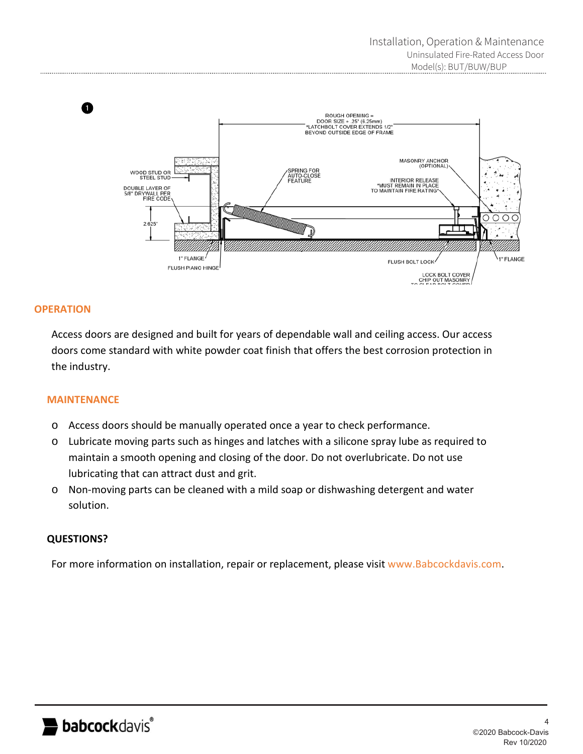1

ROUGH OPENING = DOOR SIZE + .25" (6.25mm) *LATCHBOLT COVER EXTENDS 1/2" BEYOND OUTSIDE EDGE OF FRAME

WOOD STUD OR STEEL STUD

DOUBLE LAYER OF 5/8" DRYWALL PER FIRE CODE

2.625"

SPRING FOR AUTO-CLOSE FEATURE

MASONRY ANCHOR (OPTIONAL)

INTERIOR RELEASE *MUST REMAIN IN PLACE TO MAINTAIN FIRE RATING*

1" FLANGE

FLUSH PIANO HINGE

FLUSH BOLT LOCK

1" FLANGE

LOCK BOLT COVER CHIP OUT MASONRY

## OPERATION

Access doors are designed and built for years of dependable wall and ceiling access. Our access doors come standard with white powder coat finish that offers the best corrosion protection in the industry.

## MAINTENANCE

- Access doors should be manually operated once a year to check performance.
- Lubricate moving parts such as hinges and latches with a silicone spray lube as required to maintain a smooth opening and closing of the door. Do not overlubricate. Do not use lubricating that can attract dust and grit.
- Non-moving parts can be cleaned with a mild soap or dishwashing detergent and water solution.

## QUESTIONS?

For more information on installation, repair or replacement, please visit www.Babcockdavis.com.